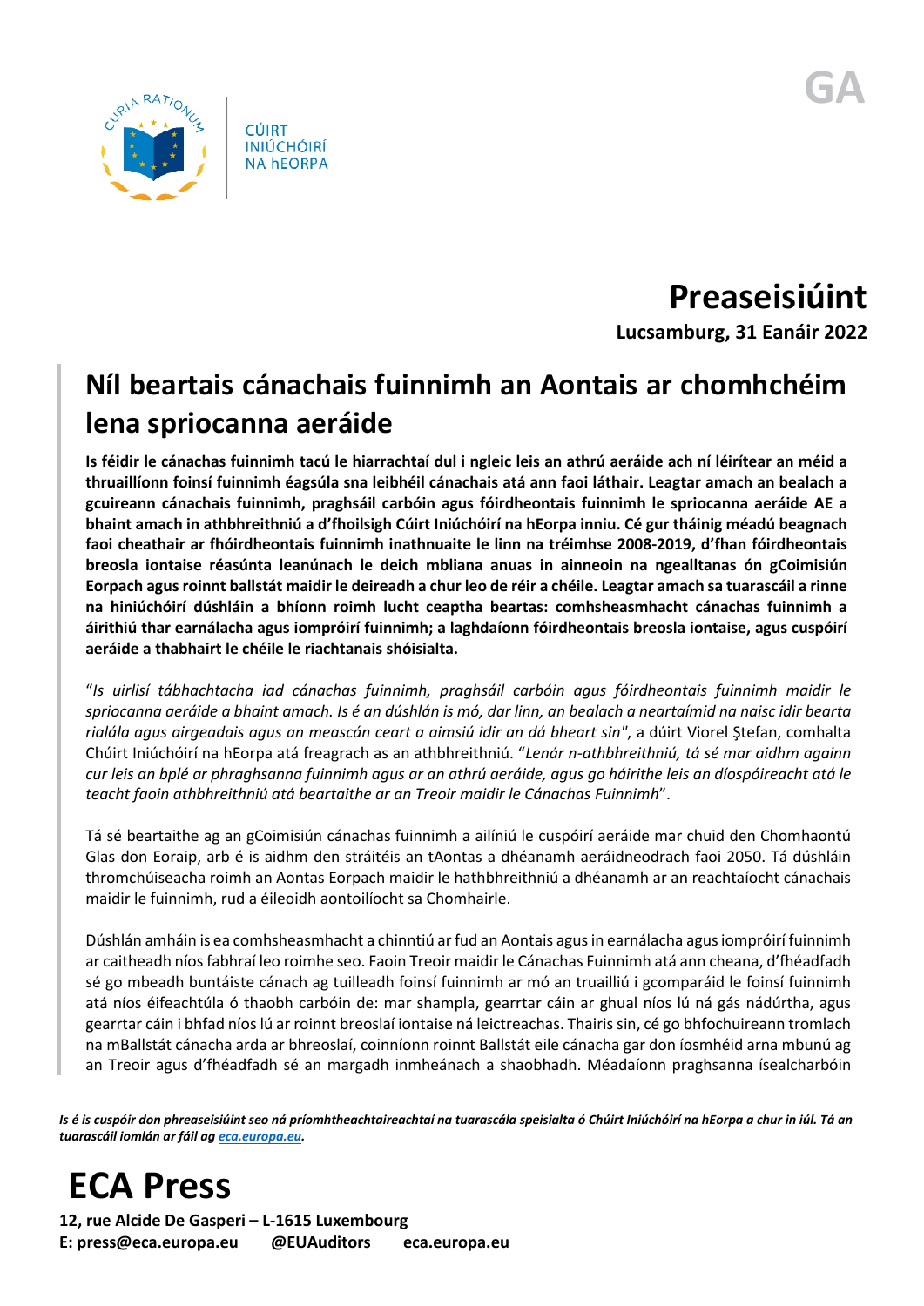CÚIRT INIÚCHÓIRÍ NA hEORPA

GA

# Preaseisiúint

**Lucsamburg, 31 Eanáir 2022**

## Níl beartais cánachais fuinnimh an Aontais ar chomhchéim lena spriocanna aeráide

**Is féidir le cánachas fuinnimh tacú le hiarrachtaí dul i ngleic leis an athrú aeráide ach ní léirítear an méid a thruaillíonn foinsí fuinnimh éagsúla sna leibhéil cánachais atá ann faoi láthair. Leagtar amach an bealach a gcuireann cánachais fuinnimh, praghsáil carbóin agus fóirdheontais fuinnimh le spriocanna aeráide AE a bhaint amach in athbhreithniú a d'fhoilsigh Cúirt Iniúchóirí na hEorpa inniu. Cé gur tháinig méadú beagnach faoi cheathair ar fhóirdheontais fuinnimh inathnuaite le linn na tréimhse 2008-2019, d'fhan fóirdheontais breosla iontaise réasúnta leanúnach le deich mbliana anuas in ainneoin na ngeallta nas ón gCoimisiún Eorpach agus roinnt ballstát maidir le deireadh a chur leo de réir a chéile. Leagtar amach sa tuarascáil a rinne na hiniúchóirí dúshláin a bhíonn roimh lucht ceaptha beartas: comhsheasmhacht cánachas fuinnimh a áirithiú thar earnálacha agus iompróirí fuinnimh; a laghdaíonn fóirdheontais breosla iontaise, agus cuspóirí aeráide a thabhairt le chéile le riachtanais shóisialta.**

"*Is uirlisí tábhachtacha iad cánachas fuinnimh, praghsáil carbóin agus fóirdheontais fuinnimh maidir le spriocanna aeráide a bhaint amach. Is é an dúshlán is mó, dar linn, an bealach a neartaímid na naisc idir bearta rialála agus airgeadais agus an meascán ceart a aimsiú idir an dá bheart sin*", a dúirt Viorel Ştefan, comhalta Chúirt Iniúchóirí na hEorpa atá freagrach as an athbhreithniú. "*Lenár n-athbhreithniú, tá sé mar aidhm againn cur leis an bplé ar phraghsanna fuinnimh agus ar an athrú aeráide, agus go háirithe leis an díospóireacht atá le teacht faoin athbhreithniú atá beartaithe ar an Treoir maidir le Cánachas Fuinnimh*".

Tá sé beartaithe ag an gCoimisiún cánachas fuinnimh a ailíniú le cuspóirí aeráide mar chuid den Chomhaontú Glas don Eoraip, arb é is aidhm den stráitéis an tAontas a dhéanamh aeráidneodrach faoi 2050. Tá dúshláin thromchúiseacha roimh an Aontas Eorpach maidir le hathbhreithniú a dhéanamh ar an reachtaíocht cánachais maidir le fuinnimh, rud a éileoidh aontoilíocht sa Chomhairle.

Dúshlán amháin is ea comhsheasmhacht a chinntiú ar fud an Aontais agus in earnálacha agus iompróirí fuinnimh ar caitheadh níos fabhraí leo roimhe seo. Faoin Treoir maidir le Cánachas Fuinnimh atá ann cheana, d'fhéadfadh sé go mbeadh buntáiste cánach ag tuilleadh foinsí fuinnimh ar mó an truailliú i gcomparáid le foinsí fuinnimh atá níos éifeachtúla ó thaobh carbóin de: mar shampla, gearrtar cáin ar ghual níos lú ná gás nádúrtha, agus gearrtar cáin i bhfad níos lú ar roinnt breoslaí iontaise ná leictreachas. Thairis sin, cé go bhfochuireann tromlach na mBallstát cánacha arda ar bhreoslaí, coinníonn roinnt Ballstát eile cánacha gar don íosmhéid arna mbunú ag an Treoir agus d'fhéadfadh sé an margadh inmheánach a shaobhadh. Méadaíonn praghsanna ísealcharbóin

*Is é is cuspóir don phreaseisiúint seo ná príomhtheachtaireachtaí na tuarascála speisialta ó Chúirt Iniúchóirí na hEorpa a chur in iúl. Tá an tuarascáil iomlán ar fáil ag eca.europa.eu.*

**ECA Press**

**12, rue Alcide De Gasperi – L-1615 Luxembourg**
**E: press@eca.europa.eu @EUAuditors eca.europa.eu**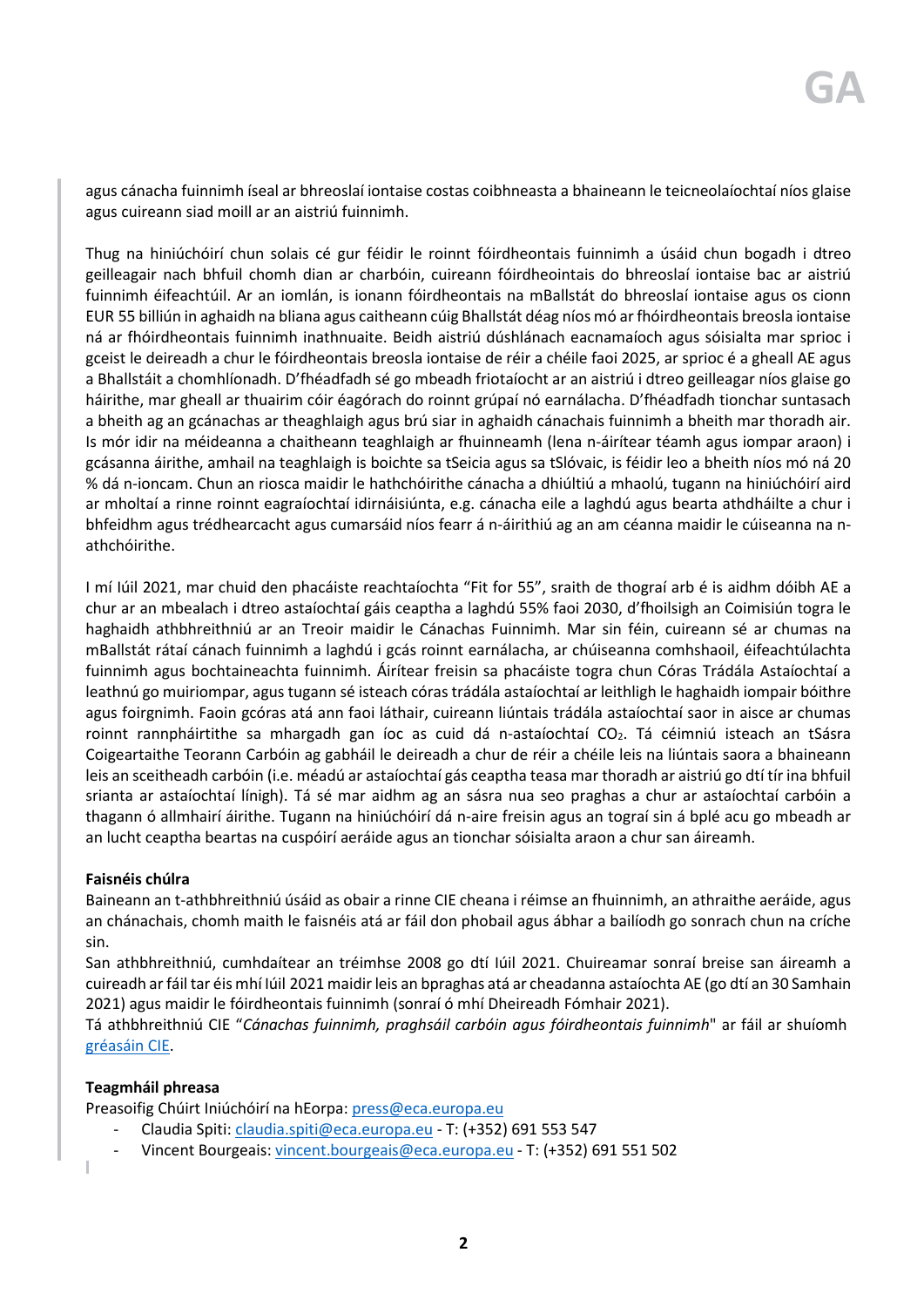agus cánacha fuinnimh íseal ar bhreoslaí iontaise costas coibhneasta a bhaineann le teicneolaíochtaí níos glaise agus cuireann siad moill ar an aistriú fuinnimh.

Thug na hiniúchóirí chun solais cé gur féidir le roinnt fóirdheontais fuinnimh a úsáid chun bogadh i dtreo geilleagair nach bhfuil chomh dian ar charbóin, cuireann fóirdheontais do bhreoslaí iontaise bac ar aistriú fuinnimh éifeachtúil. Ar an iomlán, is ionann fóirdheontais na mBallstát do bhreoslaí iontaise agus os cionn EUR 55 billiún in aghaidh na bliana agus caitheann cúig Bhallstát déag níos mó ar fhóirdheontais breosla iontaise ná ar fhóirdheontais fuinnimh inathnuaite. Beidh aistriú dúshlánach eacnamaíoch agus sóisialta mar sprioc i gceist le deireadh a chur le fóirdheontais breosla iontaise de réir a chéile faoi 2025, ar sprioc é a gheall AE agus a Bhallstáit a chomhlíonadh. D'fhéadfadh sé go mbeadh friotaíocht ar an aistriú i dtreo geilleagar níos glaise go háirithe, mar gheall ar thuairim cóir éagórach do roinnt grúpaí nó earnálacha. D'fhéadfadh tionchar suntasach a bheith ag an gcánachas ar theaghlaigh agus brú siar in aghaidh cánachais fuinnimh a bheith mar thoradh air. Is mór idir na méideanna a chaitheann teaghlaigh ar fhuinneamh (lena n-áirítear téamh agus iompar araon) i gcásanna áirithe, amhail na teaghlaigh is boichte sa tSeicia agus sa tSlóvaic, is féidir leo a bheith níos mó ná 20 % dá n-ioncam. Chun an riosca maidir le hathchóirithe cánacha a dhiúltiú a mhaolú, tugann na hiniúchóirí aird ar mholtaí a rinne roinnt eagraíochtaí idirnáisiúnta, e.g. cánacha eile a laghdú agus bearta athdháilte a chur i bhfeidhm agus trédhearcacht agus cumarsáid níos fearr á n-áirithiú ag an am céanna maidir le cúiseanna na n-athchóirithe.

I mí Iúil 2021, mar chuid den phacáiste reachtaíochta "Fit for 55", sraith de thograí arb é is aidhm dóibh AE a chur ar an mbealach i dtreo astaíochtaí gáis ceaptha a laghdú 55% faoi 2030, d'fhoilsigh an Coimisiún togra le haghaidh athbhreithniú ar an Treoir maidir le Cánachas Fuinnimh. Mar sin féin, cuireann sé ar chumas na mBallstát rátaí cánach fuinnimh a laghdú i gcás roinnt earnálacha, ar chúiseanna comhshaoil, éifeachtúlachta fuinnimh agus bochtaineachta fuinnimh. Áirítear freisin sa phacáiste togra chun Córas Trádála Astaíochtaí a leathnú go muiriompar, agus tugann sé isteach córas trádála astaíochtaí ar leithligh le haghaidh iompair bóithre agus foirgnimh. Faoin gcóras atá ann faoi láthair, cuireann liúntais trádála astaíochtaí saor in aisce ar chumas roinnt rannpháirtithe sa mhargadh gan íoc as cuid dá n-astaíochtaí $CO_2$. Tá céimniú isteach an tSásra Coigeartaithe Teorann Carbóin ag gabháil le deireadh a chur de réir a chéile leis na liúntais saora a bhaineann leis an sceitheadh carbóin (i.e. méadú ar astaíochtaí gás ceaptha teasa mar thoradh ar aistriú go dtí tír ina bhfuil srianta ar astaíochtaí línigh). Tá sé mar aidhm ag an sásra nua seo praghas a chur ar astaíochtaí carbóin a thagann ó allmhairí áirithe. Tugann na hiniúchóirí dá n-aire freisin agus an tograí sin á bplé acu go mbeadh ar an lucht ceaptha beartas na cuspóirí aeráide agus an tionchar sóisialta araon a chur san áireamh.

**Faisnéis chúlra**

Baineann an t-athbhreithniú úsáid as obair a rinne CIE cheana i réimse an fhuinnimh, an athraithe aeráide, agus an chánachais, chomh maith le faisnéis atá ar fáil don phobail agus ábhar a bailíodh go sonrach chun na críche sin.

San athbhreithniú, cumhdaítear an tréimhse 2008 go dtí Iúil 2021. Chuireamar sonraí breise san áireamh a cuireadh ar fáil tar éis mhí Iúil 2021 maidir leis an bpraghas atá ar cheadanna astaíochta AE (go dtí an 30 Samhain 2021) agus maidir le fóirdheontais fuinnimh (sonraí ó mhí Dheireadh Fómhair 2021).

Tá athbhreithniú CIE "*Cánachas fuinnimh, praghsáil carbóin agus fóirdheontais fuinnimh*" ar fáil ar shuíomh gréasáin CIE.

**Teagmháil phreasa**

Preasoifig Chúirt Iniúchóirí na hEorpa: press@eca.europa.eu

- Claudia Spiti: claudia.spiti@eca.europa.eu - T: (+352) 691 553 547
- Vincent Bourgeais: vincent.bourgeais@eca.europa.eu - T: (+352) 691 551 502